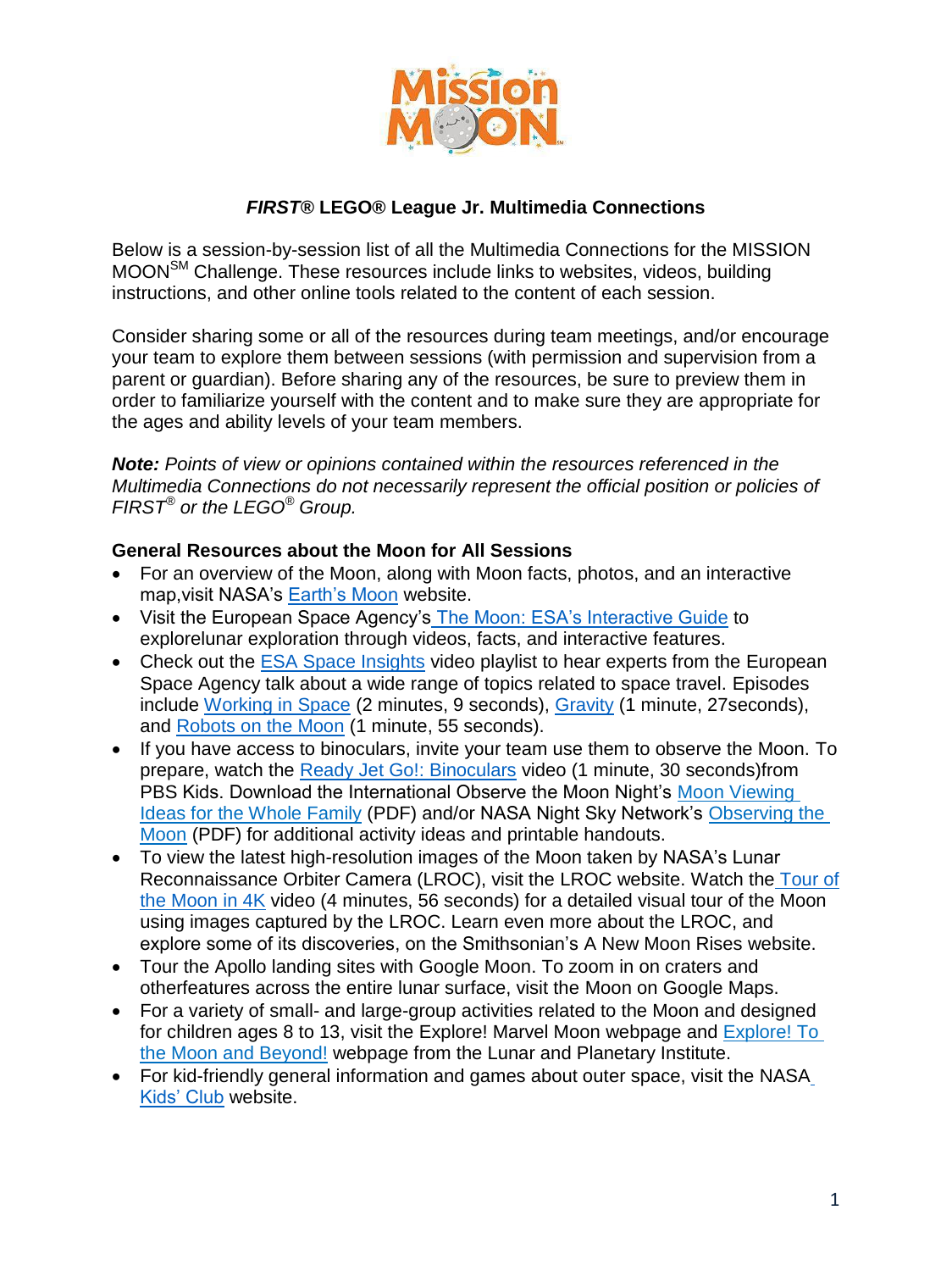### *FIRST*® LEGO® League Jr. Multimedia Connections

Below is a session-by-session list of all the Multimedia Connections for the MISSION MOON[SM] Challenge. These resources include links to websites, videos, building instructions, and other online tools related to the content of each session.

Consider sharing some or all of the resources during team meetings, and/or encourage your team to explore them between sessions (with permission and supervision from a parent or guardian). Before sharing any of the resources, be sure to preview them in order to familiarize yourself with the content and to make sure they are appropriate for the ages and ability levels of your team members.

***Note:*** *Points of view or opinions contained within the resources referenced in the Multimedia Connections do not necessarily represent the official position or policies of FIRST® or the LEGO® Group.*

**General Resources about the Moon for All Sessions**

- For an overview of the Moon, along with Moon facts, photos, and an interactive map,visit NASA's Earth's Moon website.
- Visit the European Space Agency's The Moon: ESA's Interactive Guide to explorelunar exploration through videos, facts, and interactive features.
- Check out the ESA Space Insights video playlist to hear experts from the European Space Agency talk about a wide range of topics related to space travel. Episodes include Working in Space (2 minutes, 9 seconds), Gravity (1 minute, 27seconds), and Robots on the Moon (1 minute, 55 seconds).
- If you have access to binoculars, invite your team use them to observe the Moon. To prepare, watch the Ready Jet Go!: Binoculars video (1 minute, 30 seconds)from PBS Kids. Download the International Observe the Moon Night's Moon Viewing Ideas for the Whole Family (PDF) and/or NASA Night Sky Network's Observing the Moon (PDF) for additional activity ideas and printable handouts.
- To view the latest high-resolution images of the Moon taken by NASA's Lunar Reconnaissance Orbiter Camera (LROC), visit the LROC website. Watch the Tour of the Moon in 4K video (4 minutes, 56 seconds) for a detailed visual tour of the Moon using images captured by the LROC. Learn even more about the LROC, and explore some of its discoveries, on the Smithsonian's A New Moon Rises website.
- Tour the Apollo landing sites with Google Moon. To zoom in on craters and otherfeatures across the entire lunar surface, visit the Moon on Google Maps.
- For a variety of small- and large-group activities related to the Moon and designed for children ages 8 to 13, visit the Explore! Marvel Moon webpage and Explore! To the Moon and Beyond! webpage from the Lunar and Planetary Institute.
- For kid-friendly general information and games about outer space, visit the NASA Kids' Club website.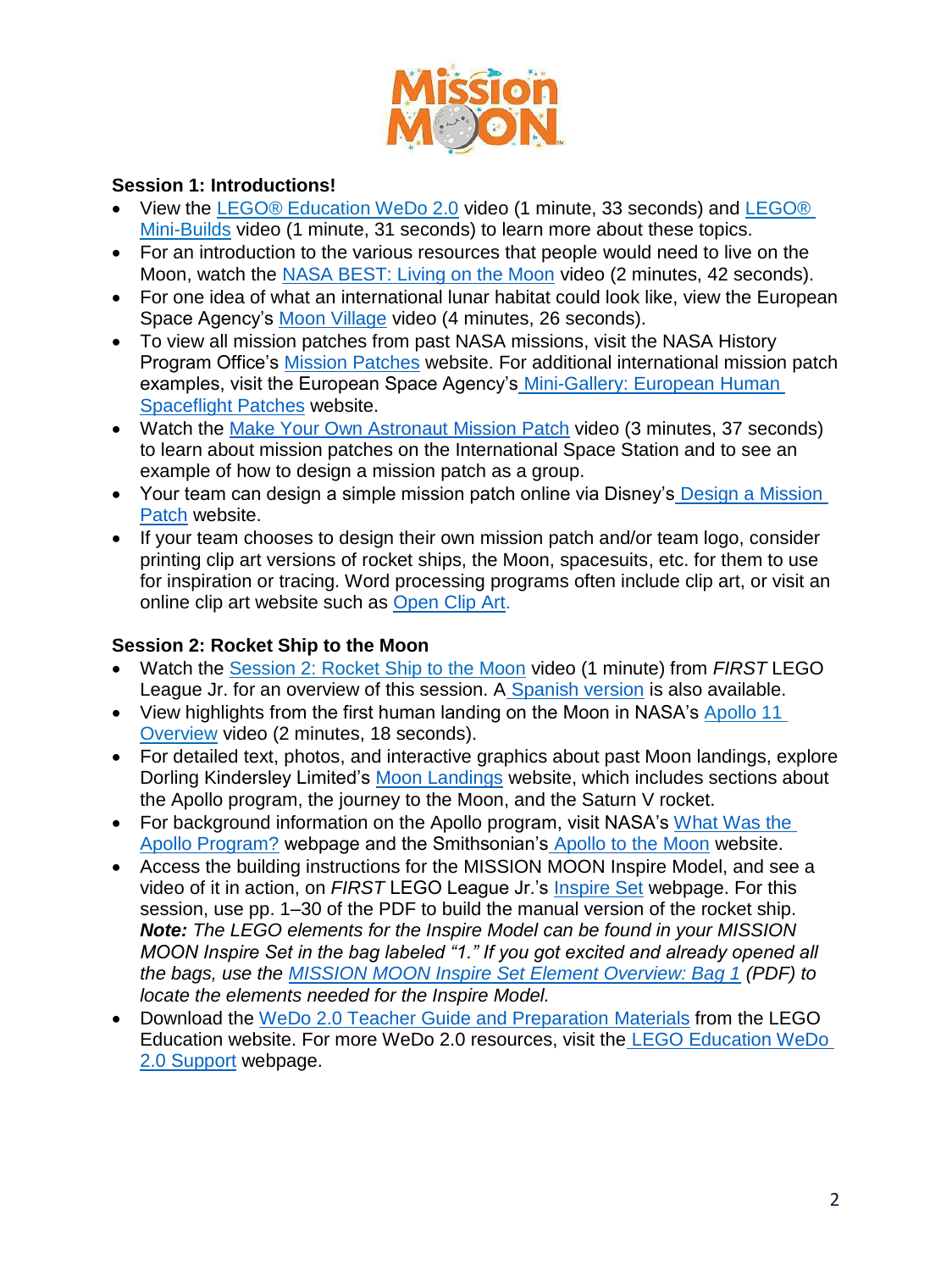**Session 1: Introductions!**

- View the LEGO® Education WeDo 2.0 video (1 minute, 33 seconds) and LEGO® Mini-Builds video (1 minute, 31 seconds) to learn more about these topics.
- For an introduction to the various resources that people would need to live on the Moon, watch the NASA BEST: Living on the Moon video (2 minutes, 42 seconds).
- For one idea of what an international lunar habitat could look like, view the European Space Agency's Moon Village video (4 minutes, 26 seconds).
- To view all mission patches from past NASA missions, visit the NASA History Program Office's Mission Patches website. For additional international mission patch examples, visit the European Space Agency's Mini-Gallery: European Human Spaceflight Patches website.
- Watch the Make Your Own Astronaut Mission Patch video (3 minutes, 37 seconds) to learn about mission patches on the International Space Station and to see an example of how to design a mission patch as a group.
- Your team can design a simple mission patch online via Disney's Design a Mission Patch website.
- If your team chooses to design their own mission patch and/or team logo, consider printing clip art versions of rocket ships, the Moon, spacesuits, etc. for them to use for inspiration or tracing. Word processing programs often include clip art, or visit an online clip art website such as Open Clip Art.

**Session 2: Rocket Ship to the Moon**

- Watch the Session 2: Rocket Ship to the Moon video (1 minute) from *FIRST* LEGO League Jr. for an overview of this session. A Spanish version is also available.
- View highlights from the first human landing on the Moon in NASA's Apollo 11 Overview video (2 minutes, 18 seconds).
- For detailed text, photos, and interactive graphics about past Moon landings, explore Dorling Kindersley Limited's Moon Landings website, which includes sections about the Apollo program, the journey to the Moon, and the Saturn V rocket.
- For background information on the Apollo program, visit NASA's What Was the Apollo Program? webpage and the Smithsonian's Apollo to the Moon website.
- Access the building instructions for the MISSION MOON Inspire Model, and see a video of it in action, on *FIRST* LEGO League Jr.'s Inspire Set webpage. For this session, use pp. 1–30 of the PDF to build the manual version of the rocket ship. ***Note:*** *The LEGO elements for the Inspire Model can be found in your MISSION MOON Inspire Set in the bag labeled "1." If you got excited and already opened all the bags, use the MISSION MOON Inspire Set Element Overview: Bag 1* (PDF) *to locate the elements needed for the Inspire Model.*
- Download the WeDo 2.0 Teacher Guide and Preparation Materials from the LEGO Education website. For more WeDo 2.0 resources, visit the LEGO Education WeDo 2.0 Support webpage.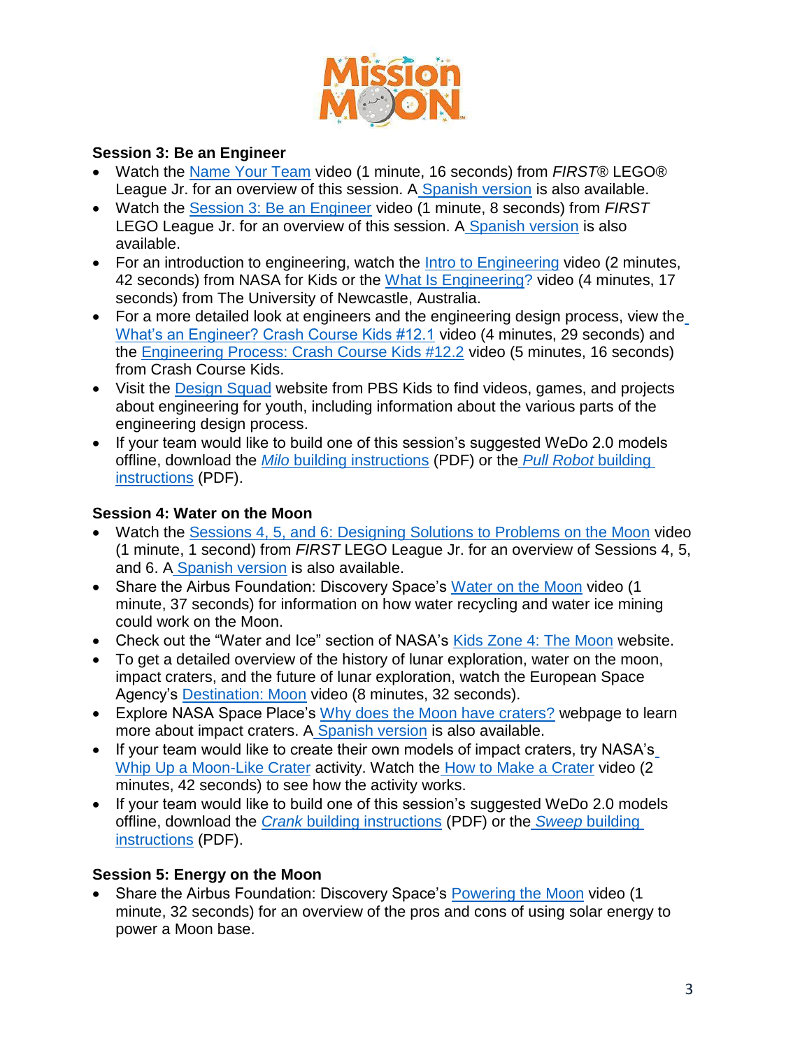### Session 3: Be an Engineer

- Watch the Name Your Team video (1 minute, 16 seconds) from *FIRST*® LEGO® League Jr. for an overview of this session. A Spanish version is also available.
- Watch the Session 3: Be an Engineer video (1 minute, 8 seconds) from *FIRST* LEGO League Jr. for an overview of this session. A Spanish version is also available.
- For an introduction to engineering, watch the Intro to Engineering video (2 minutes, 42 seconds) from NASA for Kids or the What Is Engineering? video (4 minutes, 17 seconds) from The University of Newcastle, Australia.
- For a more detailed look at engineers and the engineering design process, view the What's an Engineer? Crash Course Kids #12.1 video (4 minutes, 29 seconds) and the Engineering Process: Crash Course Kids #12.2 video (5 minutes, 16 seconds) from Crash Course Kids.
- Visit the Design Squad website from PBS Kids to find videos, games, and projects about engineering for youth, including information about the various parts of the engineering design process.
- If your team would like to build one of this session's suggested WeDo 2.0 models offline, download the *Milo* building instructions (PDF) or the *Pull Robot* building instructions (PDF).

### Session 4: Water on the Moon

- Watch the Sessions 4, 5, and 6: Designing Solutions to Problems on the Moon video (1 minute, 1 second) from *FIRST* LEGO League Jr. for an overview of Sessions 4, 5, and 6. A Spanish version is also available.
- Share the Airbus Foundation: Discovery Space's Water on the Moon video (1 minute, 37 seconds) for information on how water recycling and water ice mining could work on the Moon.
- Check out the "Water and Ice" section of NASA's Kids Zone 4: The Moon website.
- To get a detailed overview of the history of lunar exploration, water on the moon, impact craters, and the future of lunar exploration, watch the European Space Agency's Destination: Moon video (8 minutes, 32 seconds).
- Explore NASA Space Place's Why does the Moon have craters? webpage to learn more about impact craters. A Spanish version is also available.
- If your team would like to create their own models of impact craters, try NASA's Whip Up a Moon-Like Crater activity. Watch the How to Make a Crater video (2 minutes, 42 seconds) to see how the activity works.
- If your team would like to build one of this session's suggested WeDo 2.0 models offline, download the *Crank* building instructions (PDF) or the *Sweep* building instructions (PDF).

### Session 5: Energy on the Moon

- Share the Airbus Foundation: Discovery Space's Powering the Moon video (1 minute, 32 seconds) for an overview of the pros and cons of using solar energy to power a Moon base.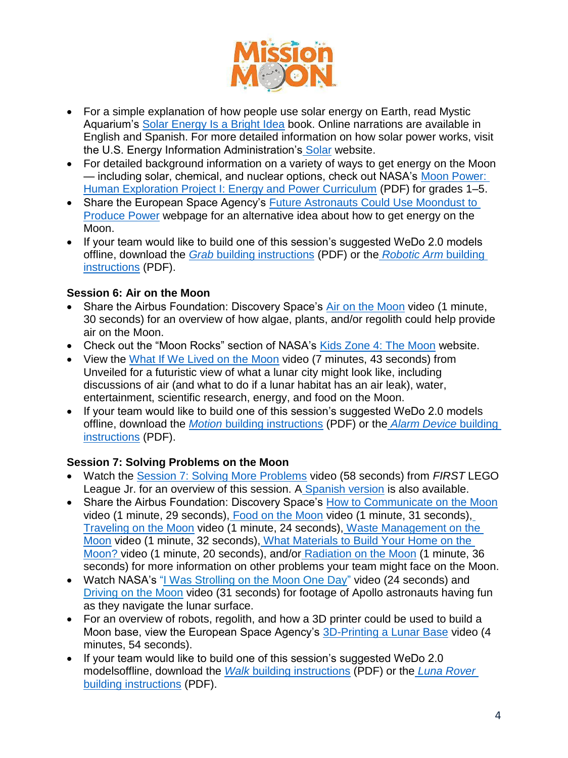- For a simple explanation of how people use solar energy on Earth, read Mystic Aquarium's Solar Energy Is a Bright Idea book. Online narrations are available in English and Spanish. For more detailed information on how solar power works, visit the U.S. Energy Information Administration's Solar website.
- For detailed background information on a variety of ways to get energy on the Moon — including solar, chemical, and nuclear options, check out NASA's Moon Power: Human Exploration Project I: Energy and Power Curriculum (PDF) for grades 1–5.
- Share the European Space Agency's Future Astronauts Could Use Moondust to Produce Power webpage for an alternative idea about how to get energy on the Moon.
- If your team would like to build one of this session's suggested WeDo 2.0 models offline, download the *Grab* building instructions (PDF) or the *Robotic Arm* building instructions (PDF).

**Session 6: Air on the Moon**

- Share the Airbus Foundation: Discovery Space's Air on the Moon video (1 minute, 30 seconds) for an overview of how algae, plants, and/or regolith could help provide air on the Moon.
- Check out the "Moon Rocks" section of NASA's Kids Zone 4: The Moon website.
- View the What If We Lived on the Moon video (7 minutes, 43 seconds) from Unveiled for a futuristic view of what a lunar city might look like, including discussions of air (and what to do if a lunar habitat has an air leak), water, entertainment, scientific research, energy, and food on the Moon.
- If your team would like to build one of this session's suggested WeDo 2.0 models offline, download the *Motion* building instructions (PDF) or the *Alarm Device* building instructions (PDF).

**Session 7: Solving Problems on the Moon**

- Watch the Session 7: Solving More Problems video (58 seconds) from *FIRST* LEGO League Jr. for an overview of this session. A Spanish version is also available.
- Share the Airbus Foundation: Discovery Space's How to Communicate on the Moon video (1 minute, 29 seconds), Food on the Moon video (1 minute, 31 seconds), Traveling on the Moon video (1 minute, 24 seconds), Waste Management on the Moon video (1 minute, 32 seconds), What Materials to Build Your Home on the Moon? video (1 minute, 20 seconds), and/or Radiation on the Moon (1 minute, 36 seconds) for more information on other problems your team might face on the Moon.
- Watch NASA's "I Was Strolling on the Moon One Day" video (24 seconds) and Driving on the Moon video (31 seconds) for footage of Apollo astronauts having fun as they navigate the lunar surface.
- For an overview of robots, regolith, and how a 3D printer could be used to build a Moon base, view the European Space Agency's 3D-Printing a Lunar Base video (4 minutes, 54 seconds).
- If your team would like to build one of this session's suggested WeDo 2.0 modelsoffline, download the *Walk* building instructions (PDF) or the *Luna Rover* building instructions (PDF).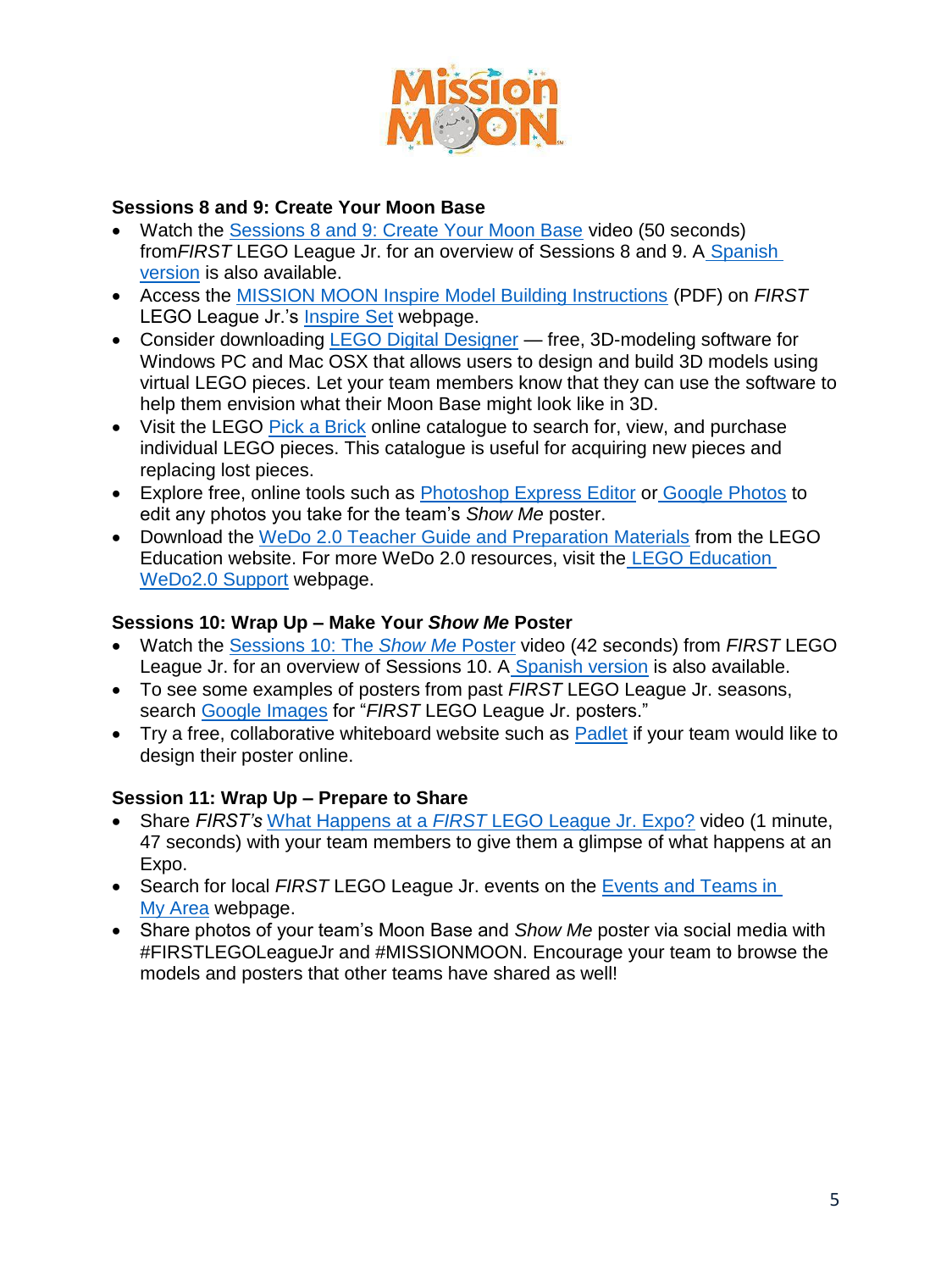### Sessions 8 and 9: Create Your Moon Base

- Watch the Sessions 8 and 9: Create Your Moon Base video (50 seconds) from *FIRST* LEGO League Jr. for an overview of Sessions 8 and 9. A Spanish version is also available.
- Access the MISSION MOON Inspire Model Building Instructions (PDF) on *FIRST* LEGO League Jr.'s Inspire Set webpage.
- Consider downloading LEGO Digital Designer — free, 3D-modeling software for Windows PC and Mac OSX that allows users to design and build 3D models using virtual LEGO pieces. Let your team members know that they can use the software to help them envision what their Moon Base might look like in 3D.
- Visit the LEGO Pick a Brick online catalogue to search for, view, and purchase individual LEGO pieces. This catalogue is useful for acquiring new pieces and replacing lost pieces.
- Explore free, online tools such as Photoshop Express Editor or Google Photos to edit any photos you take for the team's *Show Me* poster.
- Download the WeDo 2.0 Teacher Guide and Preparation Materials from the LEGO Education website. For more WeDo 2.0 resources, visit the LEGO Education WeDo2.0 Support webpage.

### Sessions 10: Wrap Up – Make Your *Show Me* Poster

- Watch the Sessions 10: The *Show Me* Poster video (42 seconds) from *FIRST* LEGO League Jr. for an overview of Sessions 10. A Spanish version is also available.
- To see some examples of posters from past *FIRST* LEGO League Jr. seasons, search Google Images for "*FIRST* LEGO League Jr. posters."
- Try a free, collaborative whiteboard website such as Padlet if your team would like to design their poster online.

### Session 11: Wrap Up – Prepare to Share

- Share *FIRST's* What Happens at a *FIRST* LEGO League Jr. Expo? video (1 minute, 47 seconds) with your team members to give them a glimpse of what happens at an Expo.
- Search for local *FIRST* LEGO League Jr. events on the Events and Teams in My Area webpage.
- Share photos of your team's Moon Base and *Show Me* poster via social media with #FIRSTLEGOLeagueJr and #MISSIONMOON. Encourage your team to browse the models and posters that other teams have shared as well!